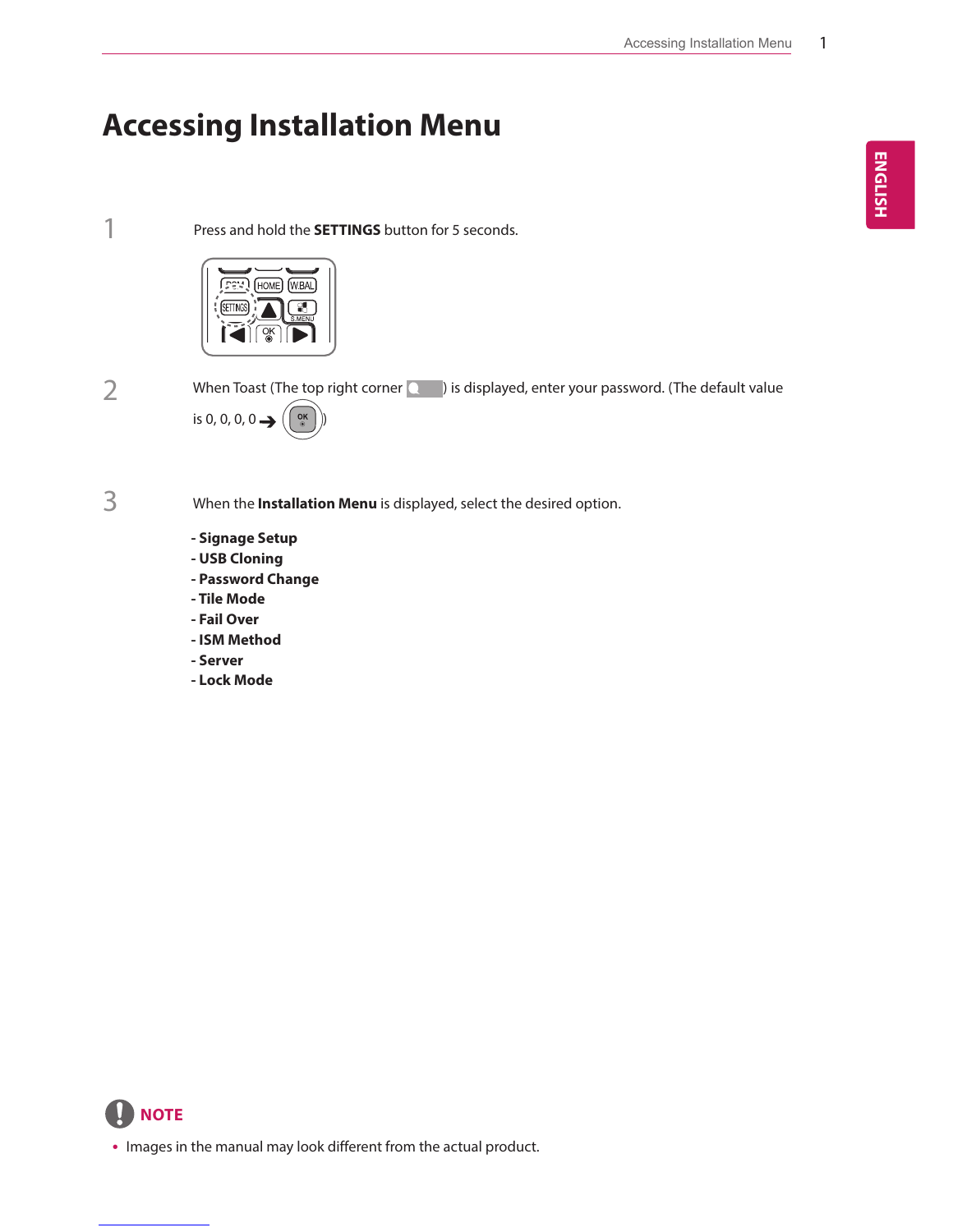# Accessing Installation Menu

1. Press and hold the **SETTINGS** button for 5 seconds.

2. When Toast (The top right corner ) is displayed, enter your password. (The default value is 0, 0, 0, 0 → OK)

3. When the **Installation Menu** is displayed, select the desired option.

   - **Signage Setup**
   - **USB Cloning**
   - **Password Change**
   - **Tile Mode**
   - **Fail Over**
   - **ISM Method**
   - **Server**
   - **Lock Mode**

**NOTE**

- Images in the manual may look different from the actual product.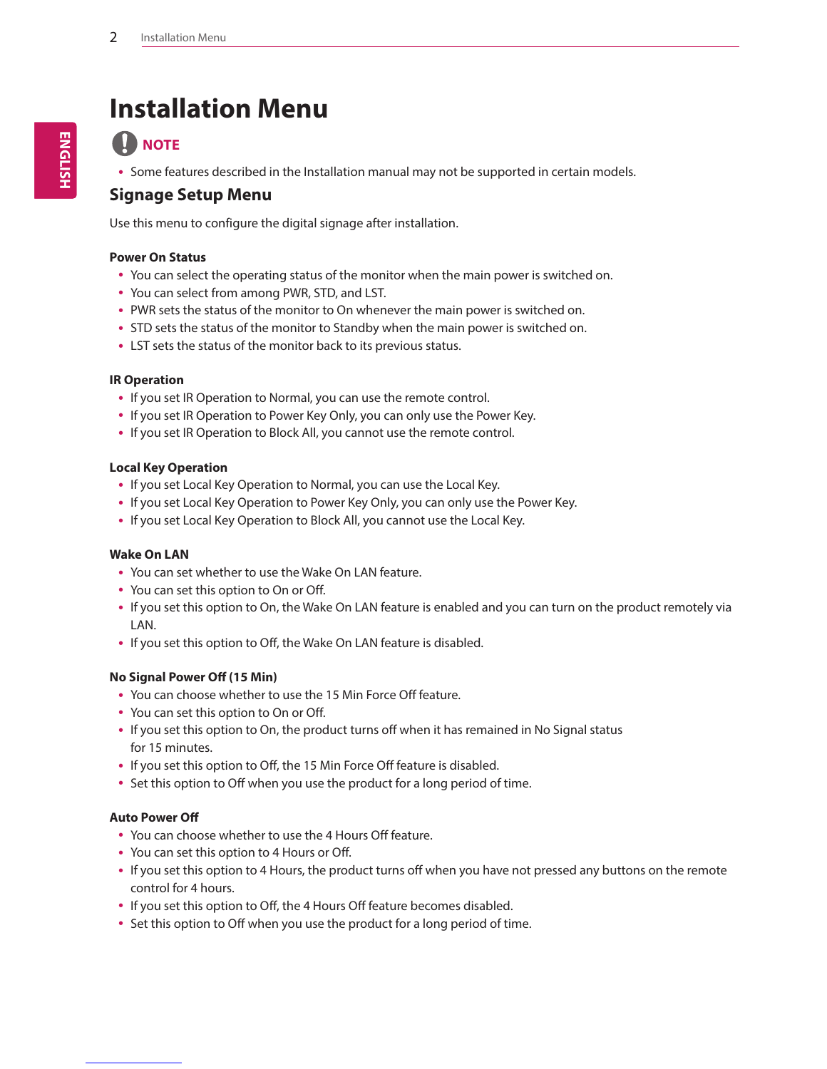# Installation Menu

**NOTE**

- Some features described in the Installation manual may not be supported in certain models.

## Signage Setup Menu

Use this menu to configure the digital signage after installation.

### Power On Status

- You can select the operating status of the monitor when the main power is switched on.
- You can select from among PWR, STD, and LST.
- PWR sets the status of the monitor to On whenever the main power is switched on.
- STD sets the status of the monitor to Standby when the main power is switched on.
- LST sets the status of the monitor back to its previous status.

### IR Operation

- If you set IR Operation to Normal, you can use the remote control.
- If you set IR Operation to Power Key Only, you can only use the Power Key.
- If you set IR Operation to Block All, you cannot use the remote control.

### Local Key Operation

- If you set Local Key Operation to Normal, you can use the Local Key.
- If you set Local Key Operation to Power Key Only, you can only use the Power Key.
- If you set Local Key Operation to Block All, you cannot use the Local Key.

### Wake On LAN

- You can set whether to use the Wake On LAN feature.
- You can set this option to On or Off.
- If you set this option to On, the Wake On LAN feature is enabled and you can turn on the product remotely via LAN.
- If you set this option to Off, the Wake On LAN feature is disabled.

### No Signal Power Off (15 Min)

- You can choose whether to use the 15 Min Force Off feature.
- You can set this option to On or Off.
- If you set this option to On, the product turns off when it has remained in No Signal status for 15 minutes.
- If you set this option to Off, the 15 Min Force Off feature is disabled.
- Set this option to Off when you use the product for a long period of time.

### Auto Power Off

- You can choose whether to use the 4 Hours Off feature.
- You can set this option to 4 Hours or Off.
- If you set this option to 4 Hours, the product turns off when you have not pressed any buttons on the remote control for 4 hours.
- If you set this option to Off, the 4 Hours Off feature becomes disabled.
- Set this option to Off when you use the product for a long period of time.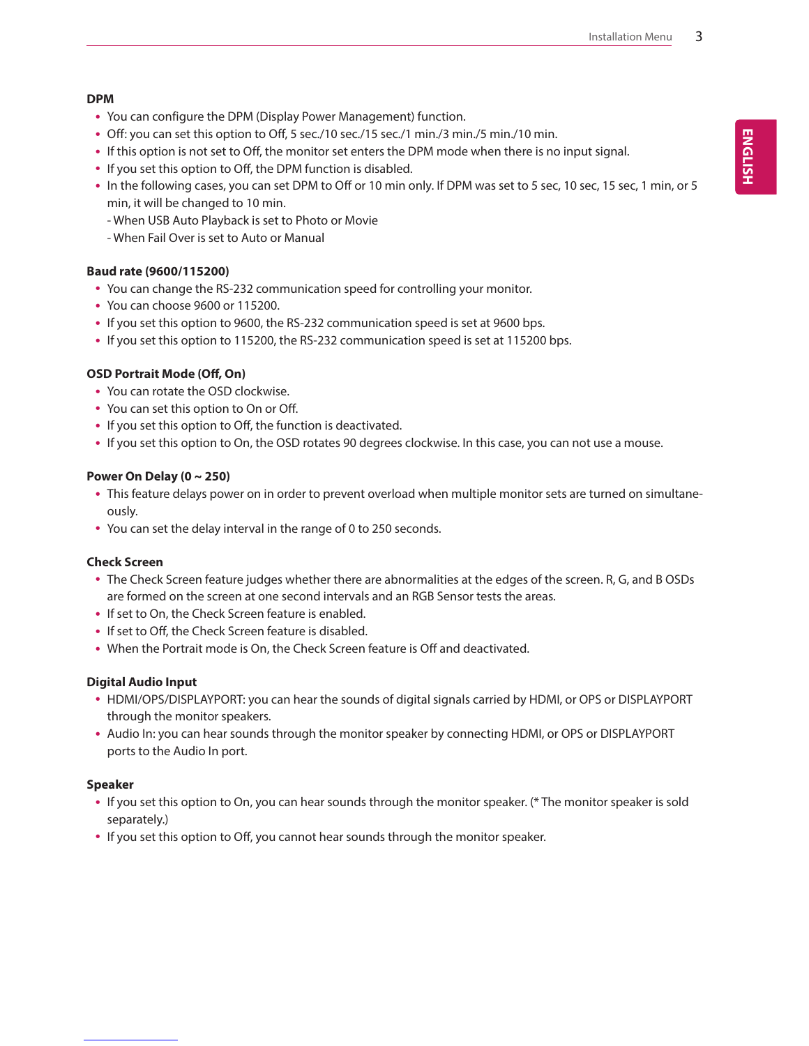### DPM

- You can configure the DPM (Display Power Management) function.
- Off: you can set this option to Off, 5 sec./10 sec./15 sec./1 min./3 min./5 min./10 min.
- If this option is not set to Off, the monitor set enters the DPM mode when there is no input signal.
- If you set this option to Off, the DPM function is disabled.
- In the following cases, you can set DPM to Off or 10 min only. If DPM was set to 5 sec, 10 sec, 15 sec, 1 min, or 5 min, it will be changed to 10 min.
  - When USB Auto Playback is set to Photo or Movie
  - When Fail Over is set to Auto or Manual

### Baud rate (9600/115200)

- You can change the RS-232 communication speed for controlling your monitor.
- You can choose 9600 or 115200.
- If you set this option to 9600, the RS-232 communication speed is set at 9600 bps.
- If you set this option to 115200, the RS-232 communication speed is set at 115200 bps.

### OSD Portrait Mode (Off, On)

- You can rotate the OSD clockwise.
- You can set this option to On or Off.
- If you set this option to Off, the function is deactivated.
- If you set this option to On, the OSD rotates 90 degrees clockwise. In this case, you can not use a mouse.

### Power On Delay (0 ~ 250)

- This feature delays power on in order to prevent overload when multiple monitor sets are turned on simultaneously.
- You can set the delay interval in the range of 0 to 250 seconds.

### Check Screen

- The Check Screen feature judges whether there are abnormalities at the edges of the screen. R, G, and B OSDs are formed on the screen at one second intervals and an RGB Sensor tests the areas.
- If set to On, the Check Screen feature is enabled.
- If set to Off, the Check Screen feature is disabled.
- When the Portrait mode is On, the Check Screen feature is Off and deactivated.

### Digital Audio Input

- HDMI/OPS/DISPLAYPORT: you can hear the sounds of digital signals carried by HDMI, or OPS or DISPLAYPORT through the monitor speakers.
- Audio In: you can hear sounds through the monitor speaker by connecting HDMI, or OPS or DISPLAYPORT ports to the Audio In port.

### Speaker

- If you set this option to On, you can hear sounds through the monitor speaker. (* The monitor speaker is sold separately.)
- If you set this option to Off, you cannot hear sounds through the monitor speaker.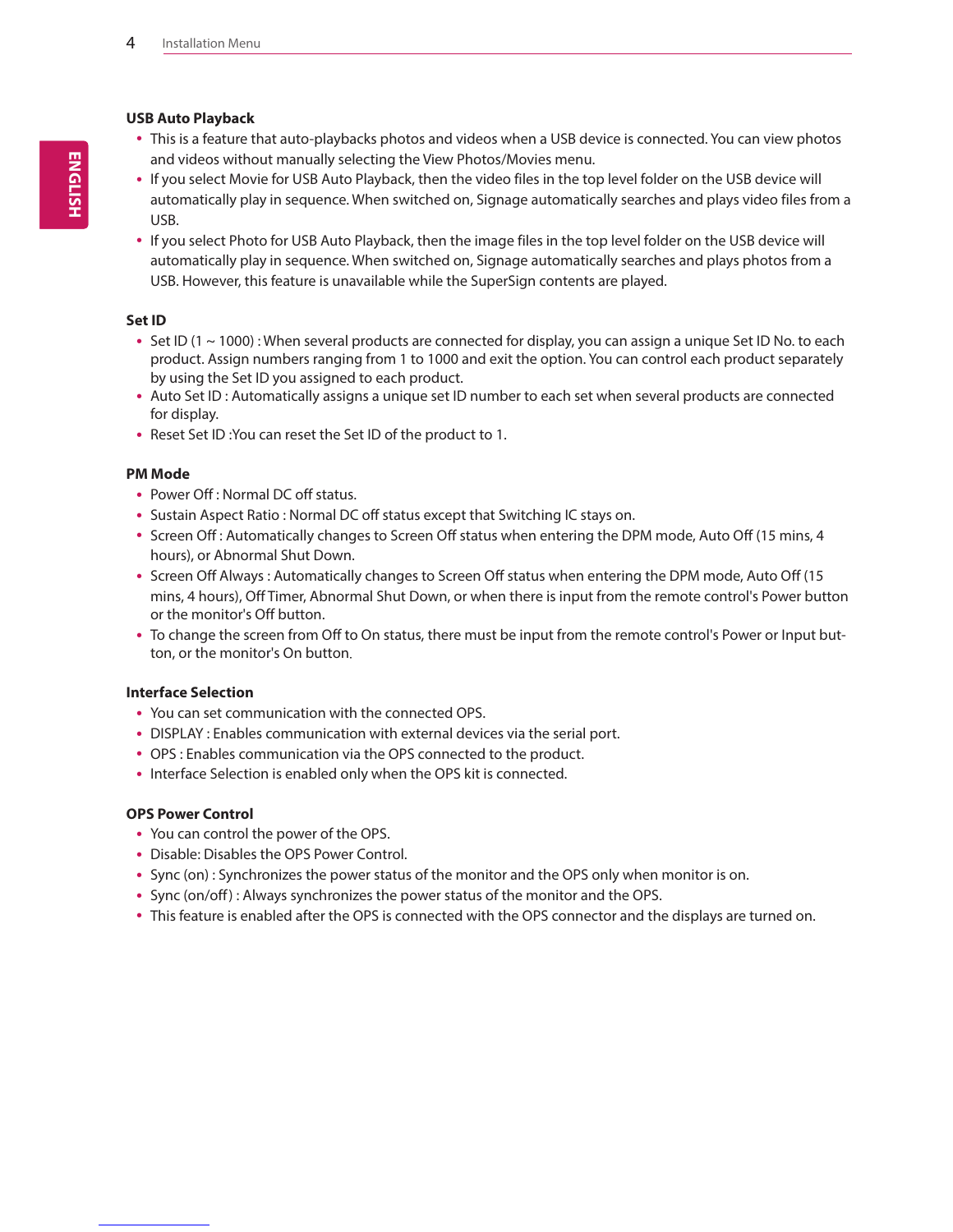### USB Auto Playback

- This is a feature that auto-playbacks photos and videos when a USB device is connected. You can view photos and videos without manually selecting the View Photos/Movies menu.
- If you select Movie for USB Auto Playback, then the video files in the top level folder on the USB device will automatically play in sequence. When switched on, Signage automatically searches and plays video files from a USB.
- If you select Photo for USB Auto Playback, then the image files in the top level folder on the USB device will automatically play in sequence. When switched on, Signage automatically searches and plays photos from a USB. However, this feature is unavailable while the SuperSign contents are played.

### Set ID

- Set ID (1 ~ 1000) : When several products are connected for display, you can assign a unique Set ID No. to each product. Assign numbers ranging from 1 to 1000 and exit the option. You can control each product separately by using the Set ID you assigned to each product.
- Auto Set ID : Automatically assigns a unique set ID number to each set when several products are connected for display.
- Reset Set ID :You can reset the Set ID of the product to 1.

### PM Mode

- Power Off : Normal DC off status.
- Sustain Aspect Ratio : Normal DC off status except that Switching IC stays on.
- Screen Off : Automatically changes to Screen Off status when entering the DPM mode, Auto Off (15 mins, 4 hours), or Abnormal Shut Down.
- Screen Off Always : Automatically changes to Screen Off status when entering the DPM mode, Auto Off (15 mins, 4 hours), Off Timer, Abnormal Shut Down, or when there is input from the remote control's Power button or the monitor's Off button.
- To change the screen from Off to On status, there must be input from the remote control's Power or Input button, or the monitor's On button.

### Interface Selection

- You can set communication with the connected OPS.
- DISPLAY : Enables communication with external devices via the serial port.
- OPS : Enables communication via the OPS connected to the product.
- Interface Selection is enabled only when the OPS kit is connected.

### OPS Power Control

- You can control the power of the OPS.
- Disable: Disables the OPS Power Control.
- Sync (on) : Synchronizes the power status of the monitor and the OPS only when monitor is on.
- Sync (on/off) : Always synchronizes the power status of the monitor and the OPS.
- This feature is enabled after the OPS is connected with the OPS connector and the displays are turned on.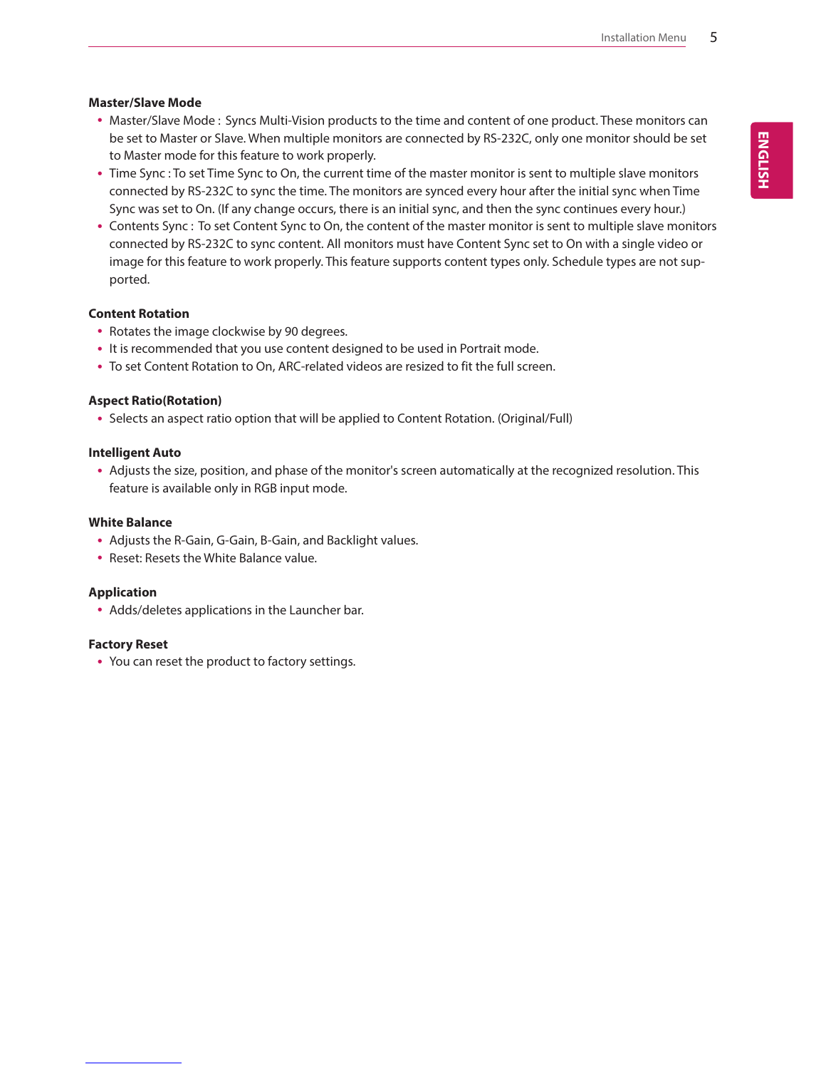### Master/Slave Mode

- Master/Slave Mode : Syncs Multi-Vision products to the time and content of one product. These monitors can be set to Master or Slave. When multiple monitors are connected by RS-232C, only one monitor should be set to Master mode for this feature to work properly.
- Time Sync : To set Time Sync to On, the current time of the master monitor is sent to multiple slave monitors connected by RS-232C to sync the time. The monitors are synced every hour after the initial sync when Time Sync was set to On. (If any change occurs, there is an initial sync, and then the sync continues every hour.)
- Contents Sync : To set Content Sync to On, the content of the master monitor is sent to multiple slave monitors connected by RS-232C to sync content. All monitors must have Content Sync set to On with a single video or image for this feature to work properly. This feature supports content types only. Schedule types are not supported.

### Content Rotation

- Rotates the image clockwise by 90 degrees.
- It is recommended that you use content designed to be used in Portrait mode.
- To set Content Rotation to On, ARC-related videos are resized to fit the full screen.

### Aspect Ratio(Rotation)

- Selects an aspect ratio option that will be applied to Content Rotation. (Original/Full)

### Intelligent Auto

- Adjusts the size, position, and phase of the monitor's screen automatically at the recognized resolution. This feature is available only in RGB input mode.

### White Balance

- Adjusts the R-Gain, G-Gain, B-Gain, and Backlight values.
- Reset: Resets the White Balance value.

### Application

- Adds/deletes applications in the Launcher bar.

### Factory Reset

- You can reset the product to factory settings.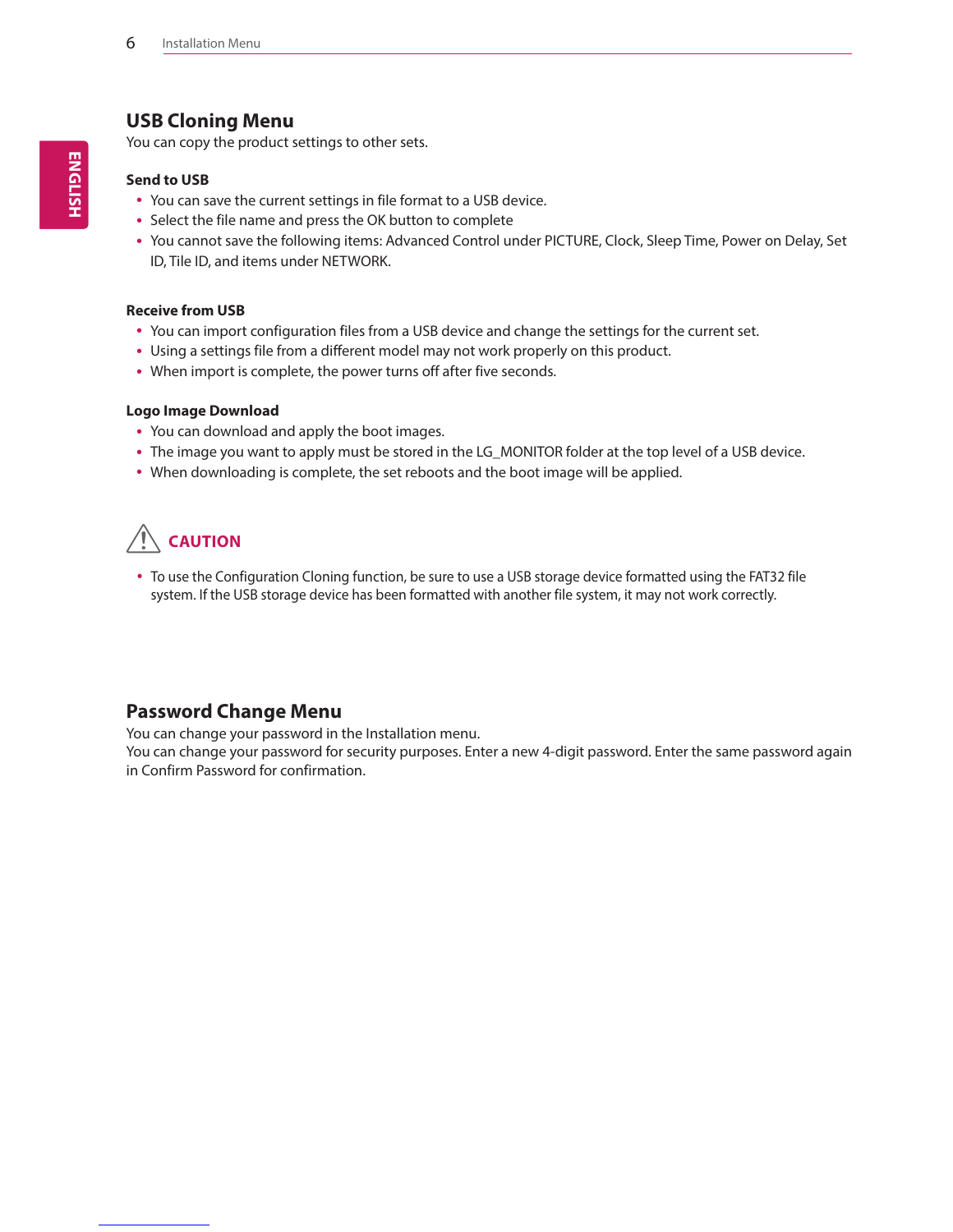## USB Cloning Menu

You can copy the product settings to other sets.

### Send to USB

- You can save the current settings in file format to a USB device.
- Select the file name and press the OK button to complete
- You cannot save the following items: Advanced Control under PICTURE, Clock, Sleep Time, Power on Delay, Set ID, Tile ID, and items under NETWORK.

### Receive from USB

- You can import configuration files from a USB device and change the settings for the current set.
- Using a settings file from a different model may not work properly on this product.
- When import is complete, the power turns off after five seconds.

### Logo Image Download

- You can download and apply the boot images.
- The image you want to apply must be stored in the LG_MONITOR folder at the top level of a USB device.
- When downloading is complete, the set reboots and the boot image will be applied.

**CAUTION**

- To use the Configuration Cloning function, be sure to use a USB storage device formatted using the FAT32 file system. If the USB storage device has been formatted with another file system, it may not work correctly.

## Password Change Menu

You can change your password in the Installation menu.
You can change your password for security purposes. Enter a new 4-digit password. Enter the same password again in Confirm Password for confirmation.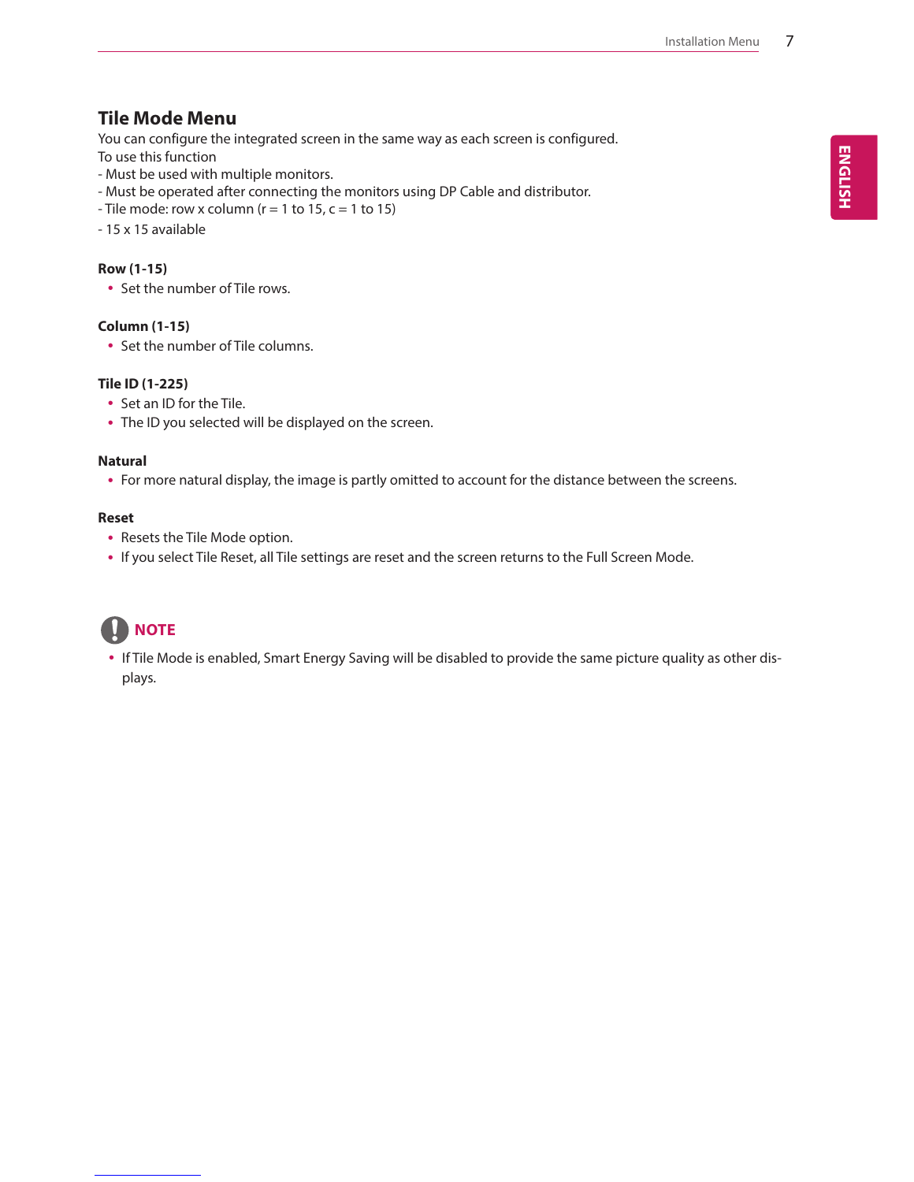## Tile Mode Menu

You can configure the integrated screen in the same way as each screen is configured.
To use this function
- Must be used with multiple monitors.
- Must be operated after connecting the monitors using DP Cable and distributor.
- Tile mode: row x column (r = 1 to 15, c = 1 to 15)
- 15 x 15 available

**Row (1-15)**

- Set the number of Tile rows.

**Column (1-15)**

- Set the number of Tile columns.

**Tile ID (1-225)**

- Set an ID for the Tile.
- The ID you selected will be displayed on the screen.

**Natural**

- For more natural display, the image is partly omitted to account for the distance between the screens.

**Reset**

- Resets the Tile Mode option.
- If you select Tile Reset, all Tile settings are reset and the screen returns to the Full Screen Mode.

**NOTE**

- If Tile Mode is enabled, Smart Energy Saving will be disabled to provide the same picture quality as other displays.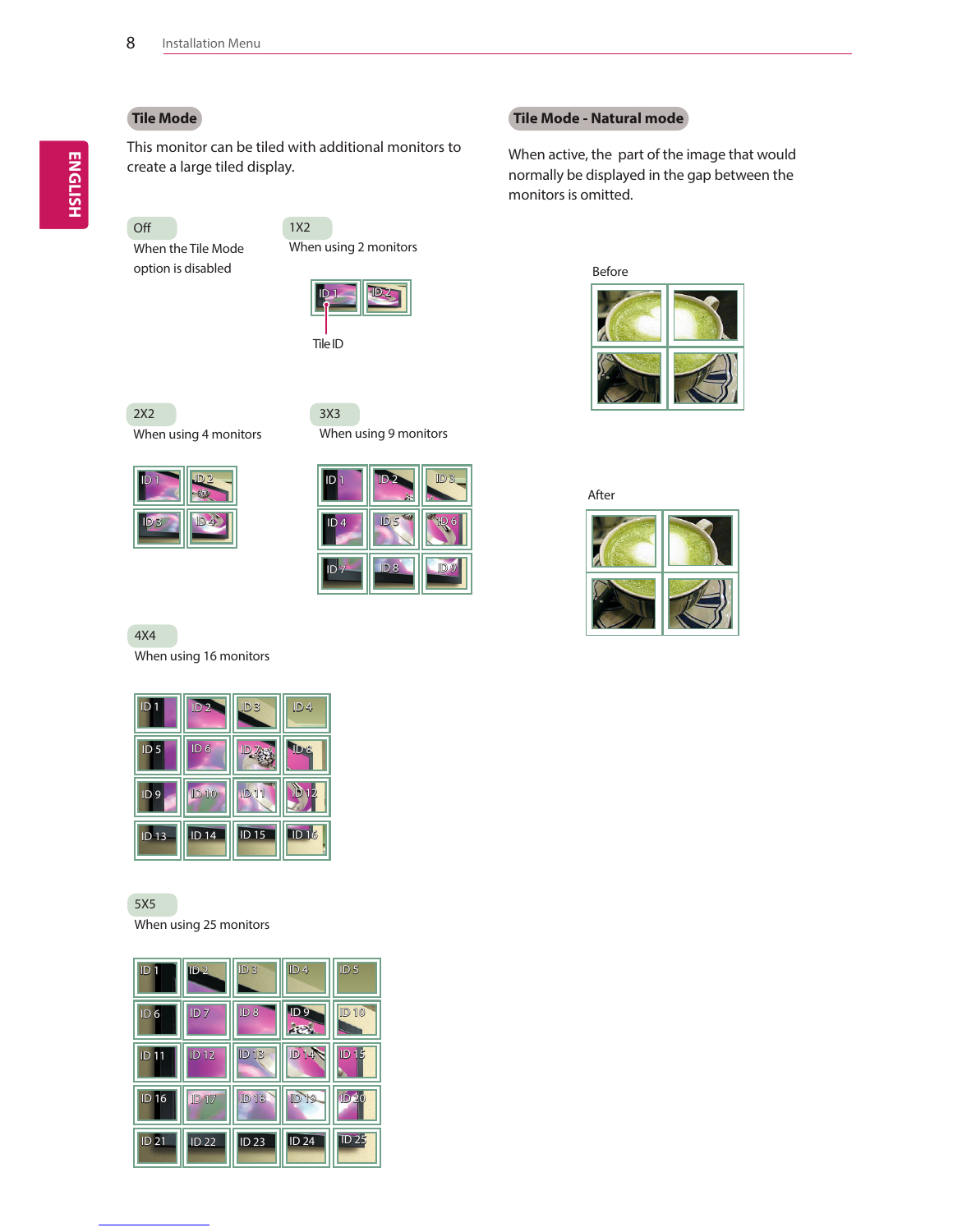## Tile Mode

This monitor can be tiled with additional monitors to create a large tiled display.

**Off**

When the Tile Mode option is disabled

**1X2**

When using 2 monitors

Tile ID

**2X2**

When using 4 monitors

**3X3**

When using 9 monitors

**4X4**

When using 16 monitors

**5X5**

When using 25 monitors

## Tile Mode - Natural mode

When active, the part of the image that would normally be displayed in the gap between the monitors is omitted.

Before

After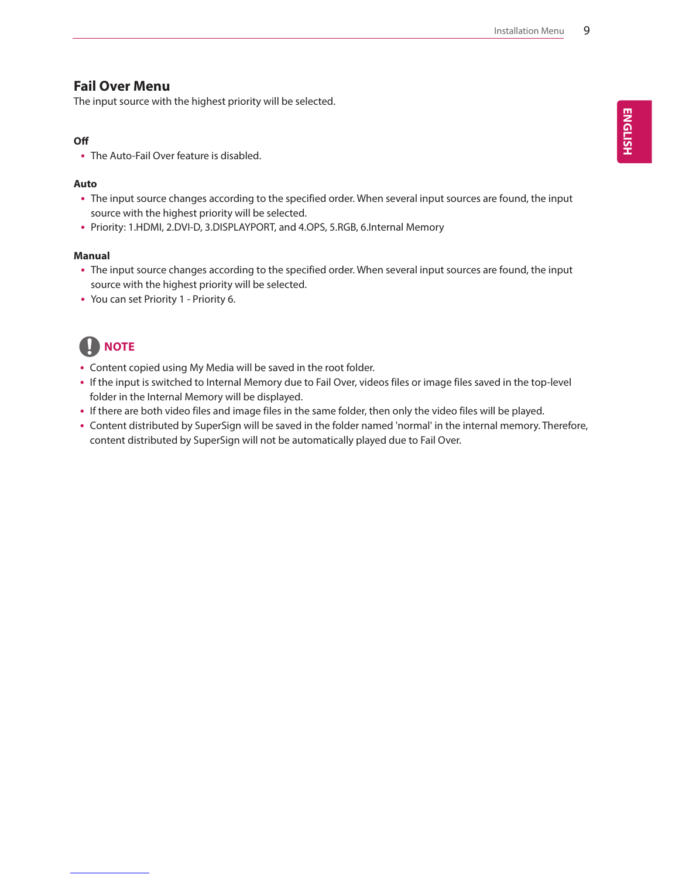## Fail Over Menu

The input source with the highest priority will be selected.

**Off**

- The Auto-Fail Over feature is disabled.

**Auto**

- The input source changes according to the specified order. When several input sources are found, the input source with the highest priority will be selected.
- Priority: 1.HDMI, 2.DVI-D, 3.DISPLAYPORT, and 4.OPS, 5.RGB, 6.Internal Memory

**Manual**

- The input source changes according to the specified order. When several input sources are found, the input source with the highest priority will be selected.
- You can set Priority 1 - Priority 6.

**NOTE**

- Content copied using My Media will be saved in the root folder.
- If the input is switched to Internal Memory due to Fail Over, videos files or image files saved in the top-level folder in the Internal Memory will be displayed.
- If there are both video files and image files in the same folder, then only the video files will be played.
- Content distributed by SuperSign will be saved in the folder named 'normal' in the internal memory. Therefore, content distributed by SuperSign will not be automatically played due to Fail Over.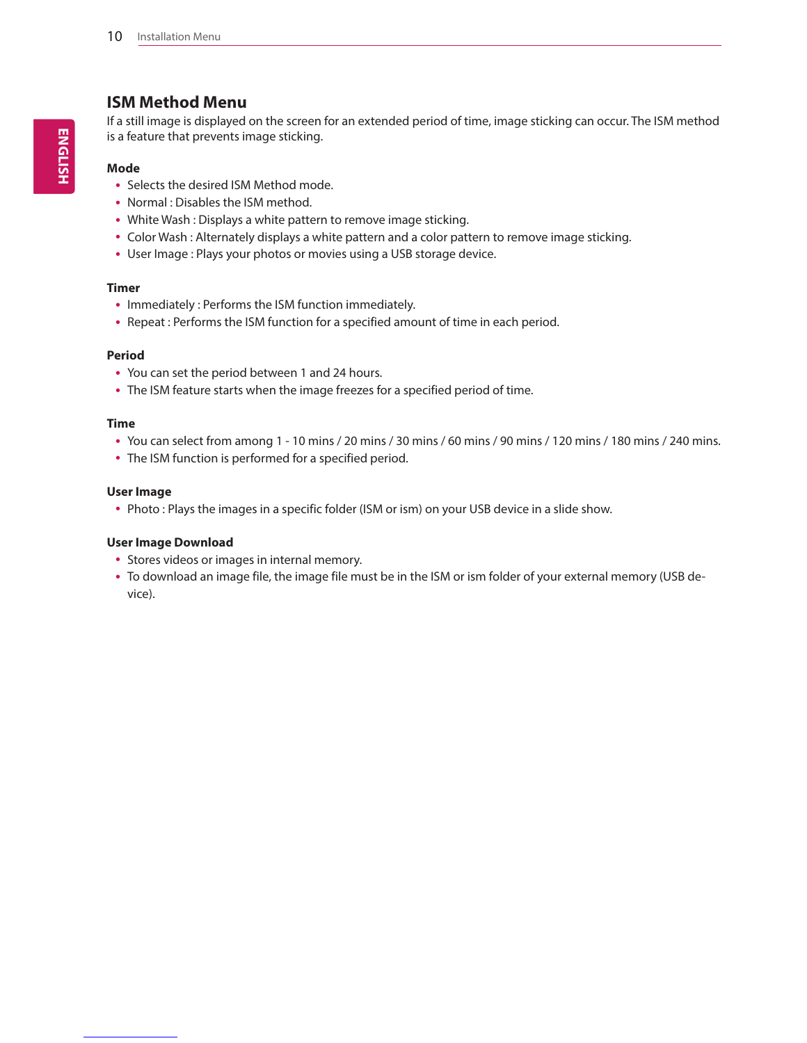## ISM Method Menu

If a still image is displayed on the screen for an extended period of time, image sticking can occur. The ISM method is a feature that prevents image sticking.

**Mode**

- Selects the desired ISM Method mode.
- Normal : Disables the ISM method.
- White Wash : Displays a white pattern to remove image sticking.
- Color Wash : Alternately displays a white pattern and a color pattern to remove image sticking.
- User Image : Plays your photos or movies using a USB storage device.

**Timer**

- Immediately : Performs the ISM function immediately.
- Repeat : Performs the ISM function for a specified amount of time in each period.

**Period**

- You can set the period between 1 and 24 hours.
- The ISM feature starts when the image freezes for a specified period of time.

**Time**

- You can select from among 1 - 10 mins / 20 mins / 30 mins / 60 mins / 90 mins / 120 mins / 180 mins / 240 mins.
- The ISM function is performed for a specified period.

**User Image**

- Photo : Plays the images in a specific folder (ISM or ism) on your USB device in a slide show.

**User Image Download**

- Stores videos or images in internal memory.
- To download an image file, the image file must be in the ISM or ism folder of your external memory (USB device).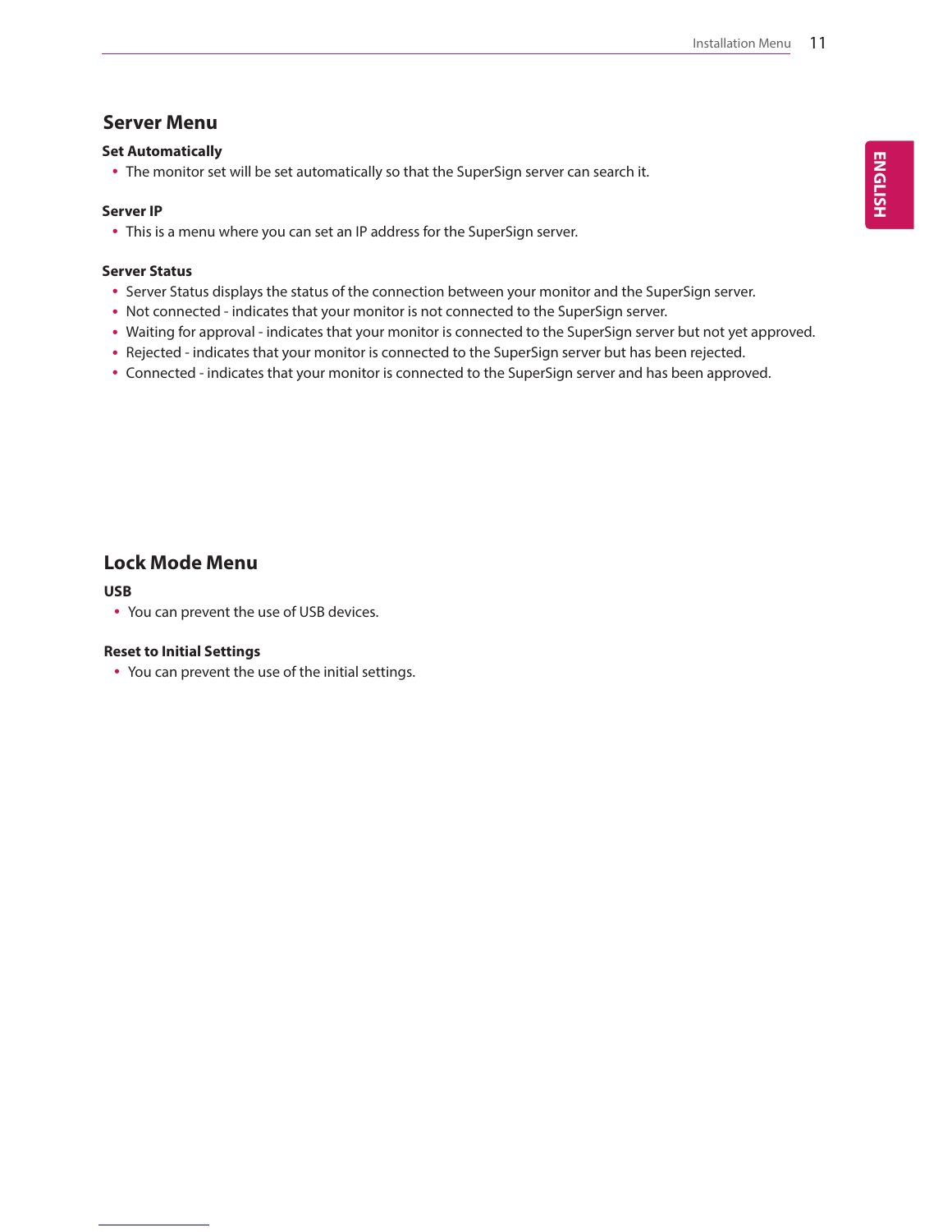## Server Menu

### Set Automatically

- The monitor set will be set automatically so that the SuperSign server can search it.

### Server IP

- This is a menu where you can set an IP address for the SuperSign server.

### Server Status

- Server Status displays the status of the connection between your monitor and the SuperSign server.
- Not connected - indicates that your monitor is not connected to the SuperSign server.
- Waiting for approval - indicates that your monitor is connected to the SuperSign server but not yet approved.
- Rejected - indicates that your monitor is connected to the SuperSign server but has been rejected.
- Connected - indicates that your monitor is connected to the SuperSign server and has been approved.

## Lock Mode Menu

### USB

- You can prevent the use of USB devices.

### Reset to Initial Settings

- You can prevent the use of the initial settings.